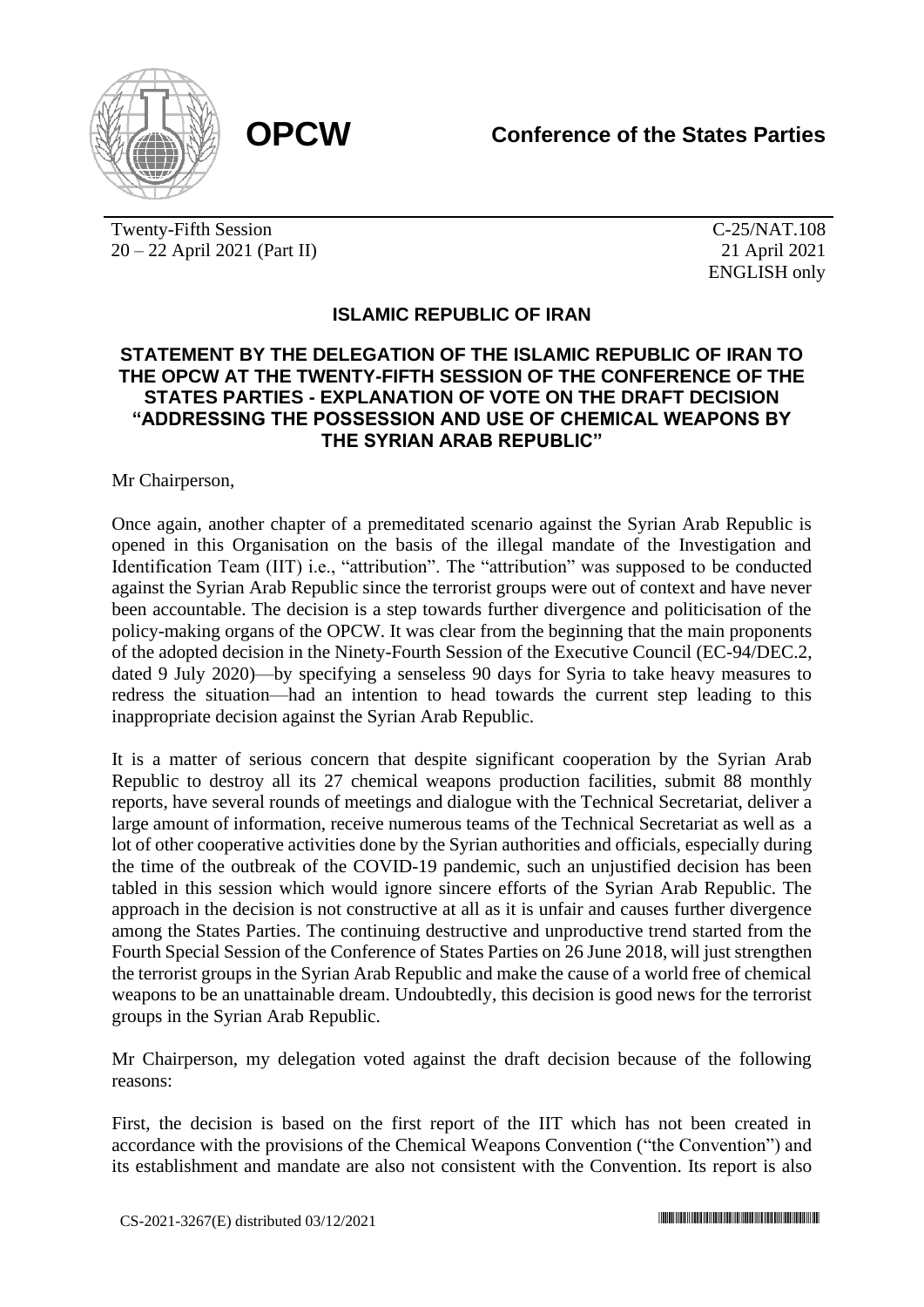**OPCW** **Conference of the States Parties**

Twenty-Fifth Session
20 – 22 April 2021 (Part II)

C-25/NAT.108
21 April 2021
ENGLISH only

## ISLAMIC REPUBLIC OF IRAN

### STATEMENT BY THE DELEGATION OF THE ISLAMIC REPUBLIC OF IRAN TO THE OPCW AT THE TWENTY-FIFTH SESSION OF THE CONFERENCE OF THE STATES PARTIES - EXPLANATION OF VOTE ON THE DRAFT DECISION "ADDRESSING THE POSSESSION AND USE OF CHEMICAL WEAPONS BY THE SYRIAN ARAB REPUBLIC"

Mr Chairperson,

Once again, another chapter of a premeditated scenario against the Syrian Arab Republic is opened in this Organisation on the basis of the illegal mandate of the Investigation and Identification Team (IIT) i.e., "attribution". The "attribution" was supposed to be conducted against the Syrian Arab Republic since the terrorist groups were out of context and have never been accountable. The decision is a step towards further divergence and politicisation of the policy-making organs of the OPCW. It was clear from the beginning that the main proponents of the adopted decision in the Ninety-Fourth Session of the Executive Council (EC-94/DEC.2, dated 9 July 2020)—by specifying a senseless 90 days for Syria to take heavy measures to redress the situation—had an intention to head towards the current step leading to this inappropriate decision against the Syrian Arab Republic.

It is a matter of serious concern that despite significant cooperation by the Syrian Arab Republic to destroy all its 27 chemical weapons production facilities, submit 88 monthly reports, have several rounds of meetings and dialogue with the Technical Secretariat, deliver a large amount of information, receive numerous teams of the Technical Secretariat as well as a lot of other cooperative activities done by the Syrian authorities and officials, especially during the time of the outbreak of the COVID-19 pandemic, such an unjustified decision has been tabled in this session which would ignore sincere efforts of the Syrian Arab Republic. The approach in the decision is not constructive at all as it is unfair and causes further divergence among the States Parties. The continuing destructive and unproductive trend started from the Fourth Special Session of the Conference of States Parties on 26 June 2018, will just strengthen the terrorist groups in the Syrian Arab Republic and make the cause of a world free of chemical weapons to be an unattainable dream. Undoubtedly, this decision is good news for the terrorist groups in the Syrian Arab Republic.

Mr Chairperson, my delegation voted against the draft decision because of the following reasons:

First, the decision is based on the first report of the IIT which has not been created in accordance with the provisions of the Chemical Weapons Convention ("the Convention") and its establishment and mandate are also not consistent with the Convention. Its report is also

CS-2021-3267(E) distributed 03/12/2021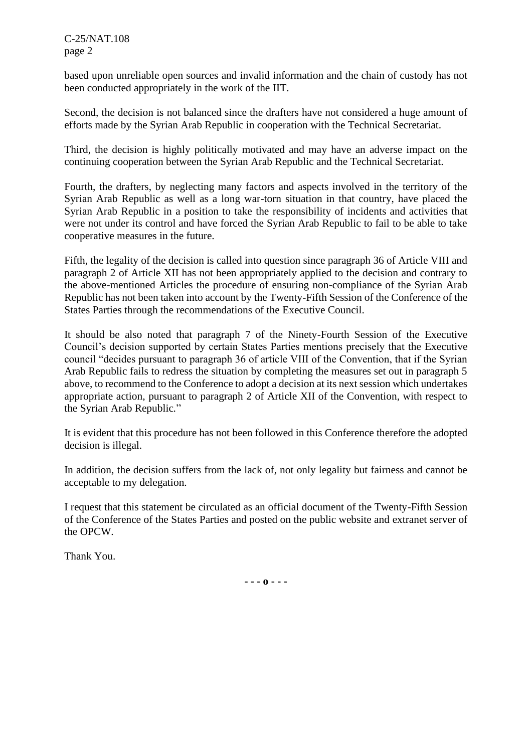based upon unreliable open sources and invalid information and the chain of custody has not been conducted appropriately in the work of the IIT.

Second, the decision is not balanced since the drafters have not considered a huge amount of efforts made by the Syrian Arab Republic in cooperation with the Technical Secretariat.

Third, the decision is highly politically motivated and may have an adverse impact on the continuing cooperation between the Syrian Arab Republic and the Technical Secretariat.

Fourth, the drafters, by neglecting many factors and aspects involved in the territory of the Syrian Arab Republic as well as a long war-torn situation in that country, have placed the Syrian Arab Republic in a position to take the responsibility of incidents and activities that were not under its control and have forced the Syrian Arab Republic to fail to be able to take cooperative measures in the future.

Fifth, the legality of the decision is called into question since paragraph 36 of Article VIII and paragraph 2 of Article XII has not been appropriately applied to the decision and contrary to the above-mentioned Articles the procedure of ensuring non-compliance of the Syrian Arab Republic has not been taken into account by the Twenty-Fifth Session of the Conference of the States Parties through the recommendations of the Executive Council.

It should be also noted that paragraph 7 of the Ninety-Fourth Session of the Executive Council's decision supported by certain States Parties mentions precisely that the Executive council "decides pursuant to paragraph 36 of article VIII of the Convention, that if the Syrian Arab Republic fails to redress the situation by completing the measures set out in paragraph 5 above, to recommend to the Conference to adopt a decision at its next session which undertakes appropriate action, pursuant to paragraph 2 of Article XII of the Convention, with respect to the Syrian Arab Republic."

It is evident that this procedure has not been followed in this Conference therefore the adopted decision is illegal.

In addition, the decision suffers from the lack of, not only legality but fairness and cannot be acceptable to my delegation.

I request that this statement be circulated as an official document of the Twenty-Fifth Session of the Conference of the States Parties and posted on the public website and extranet server of the OPCW.

Thank You.

- - - o - - -